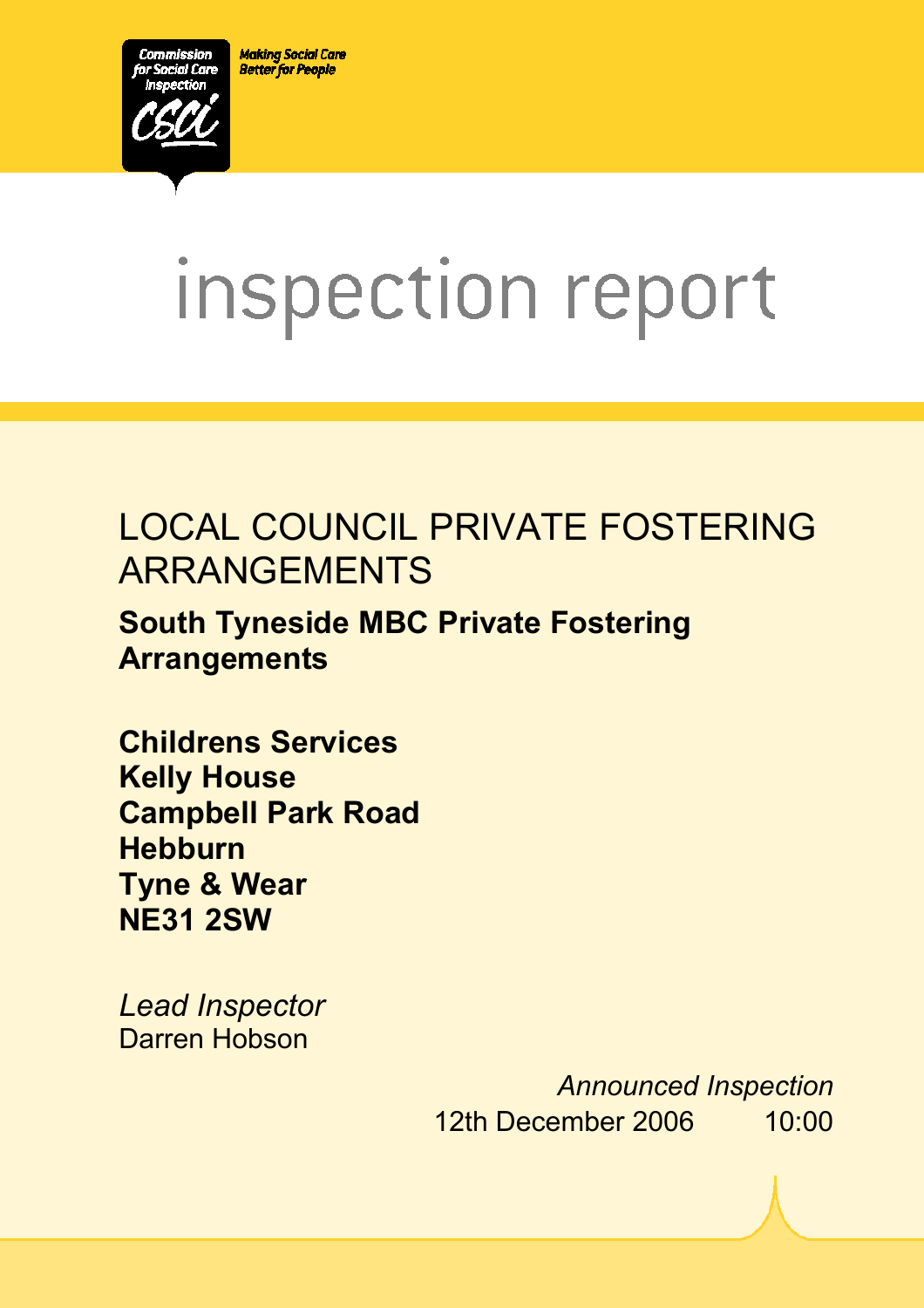Commission for Social Care Inspection

CSCI

Making Social Care Better for People

# inspection report

## LOCAL COUNCIL PRIVATE FOSTERING ARRANGEMENTS

**South Tyneside MBC Private Fostering Arrangements**

**Childrens Services**
**Kelly House**
**Campbell Park Road**
**Hebburn**
**Tyne & Wear**
**NE31 2SW**

*Lead Inspector*
Darren Hobson

*Announced Inspection*
12th December 2006 10:00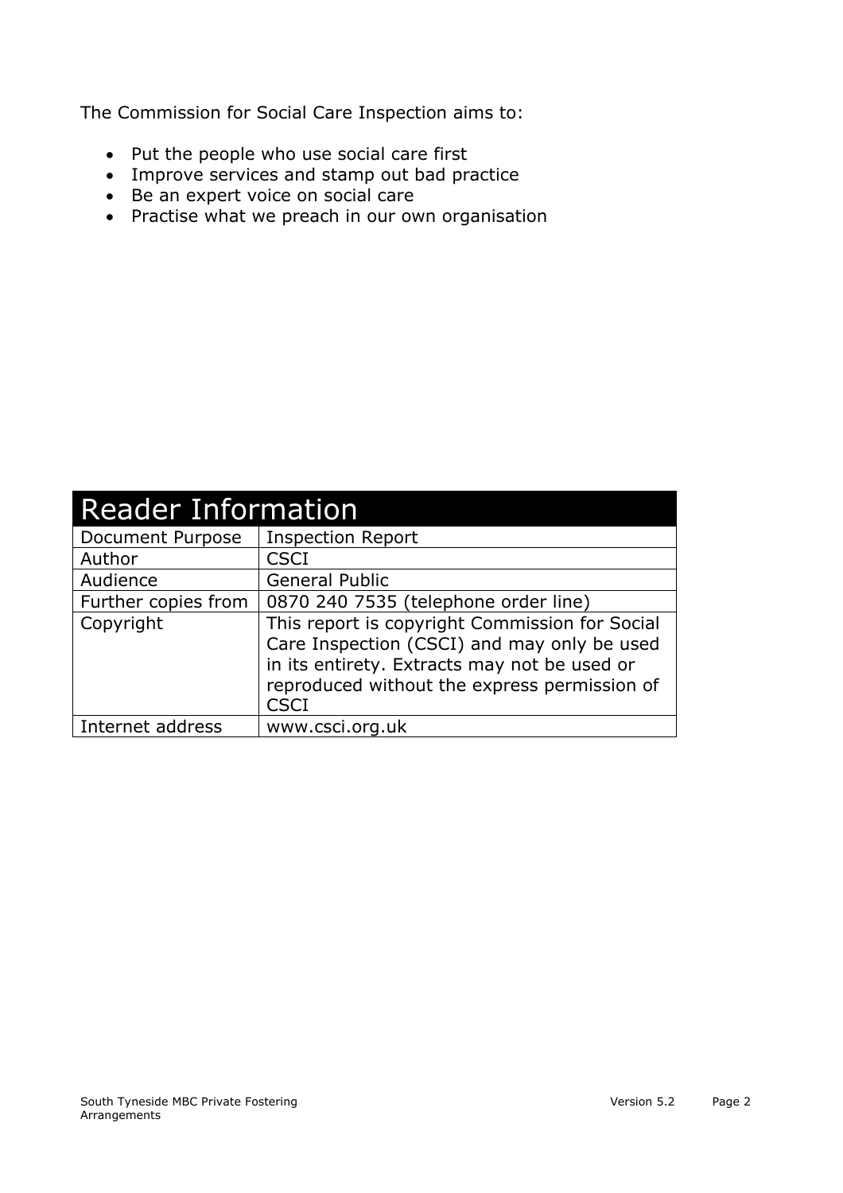The Commission for Social Care Inspection aims to:

- Put the people who use social care first
- Improve services and stamp out bad practice
- Be an expert voice on social care
- Practise what we preach in our own organisation

| Reader Information | |
|---|---|
| Document Purpose | Inspection Report |
| Author | CSCI |
| Audience | General Public |
| Further copies from | 0870 240 7535 (telephone order line) |
| Copyright | This report is copyright Commission for Social Care Inspection (CSCI) and may only be used in its entirety. Extracts may not be used or reproduced without the express permission of CSCI |
| Internet address | www.csci.org.uk |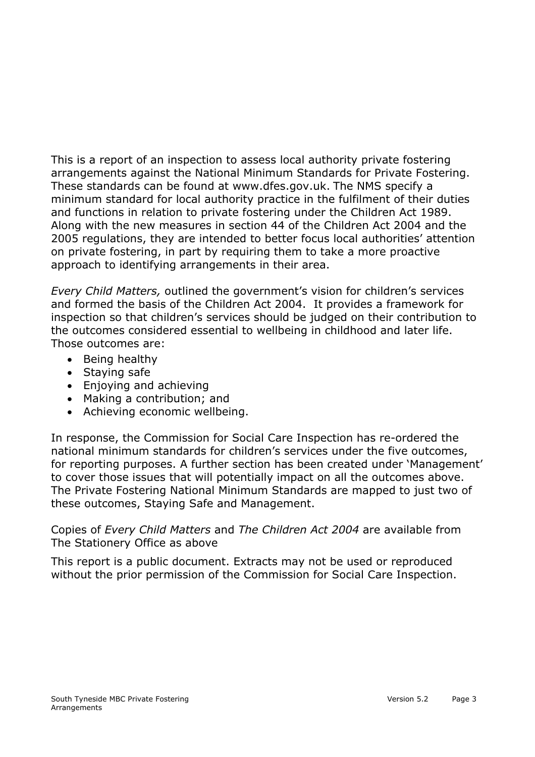This is a report of an inspection to assess local authority private fostering arrangements against the National Minimum Standards for Private Fostering. These standards can be found at www.dfes.gov.uk. The NMS specify a minimum standard for local authority practice in the fulfilment of their duties and functions in relation to private fostering under the Children Act 1989. Along with the new measures in section 44 of the Children Act 2004 and the 2005 regulations, they are intended to better focus local authorities' attention on private fostering, in part by requiring them to take a more proactive approach to identifying arrangements in their area.

*Every Child Matters,* outlined the government's vision for children's services and formed the basis of the Children Act 2004. It provides a framework for inspection so that children's services should be judged on their contribution to the outcomes considered essential to wellbeing in childhood and later life. Those outcomes are:

- Being healthy
- Staying safe
- Enjoying and achieving
- Making a contribution; and
- Achieving economic wellbeing.

In response, the Commission for Social Care Inspection has re-ordered the national minimum standards for children's services under the five outcomes, for reporting purposes. A further section has been created under 'Management' to cover those issues that will potentially impact on all the outcomes above. The Private Fostering National Minimum Standards are mapped to just two of these outcomes, Staying Safe and Management.

Copies of *Every Child Matters* and *The Children Act 2004* are available from The Stationery Office as above

This report is a public document. Extracts may not be used or reproduced without the prior permission of the Commission for Social Care Inspection.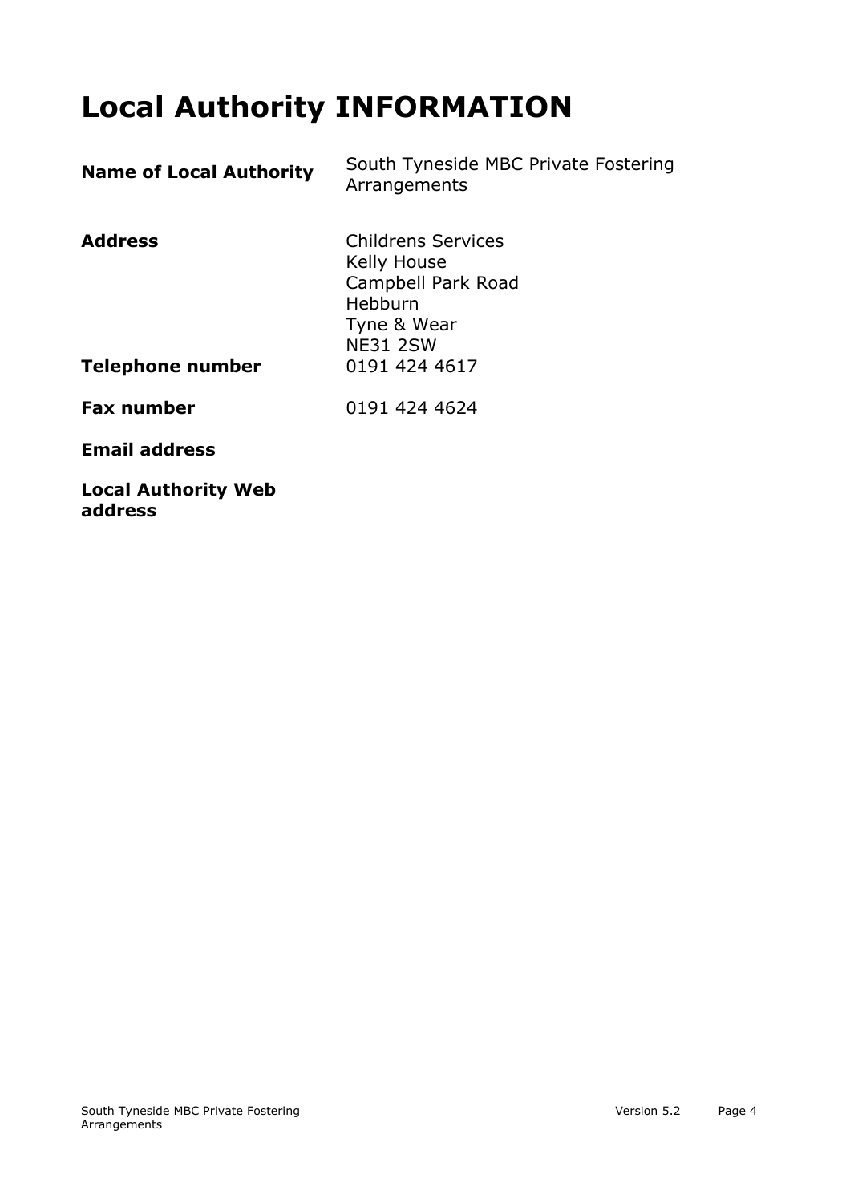# Local Authority INFORMATION

| | |
|---|---|
| **Name of Local Authority** | South Tyneside MBC Private Fostering Arrangements |
| **Address** | Childrens Services<br>Kelly House<br>Campbell Park Road<br>Hebburn<br>Tyne & Wear<br>NE31 2SW |
| **Telephone number** | 0191 424 4617 |
| **Fax number** | 0191 424 4624 |
| **Email address** | |
| **Local Authority Web address** | |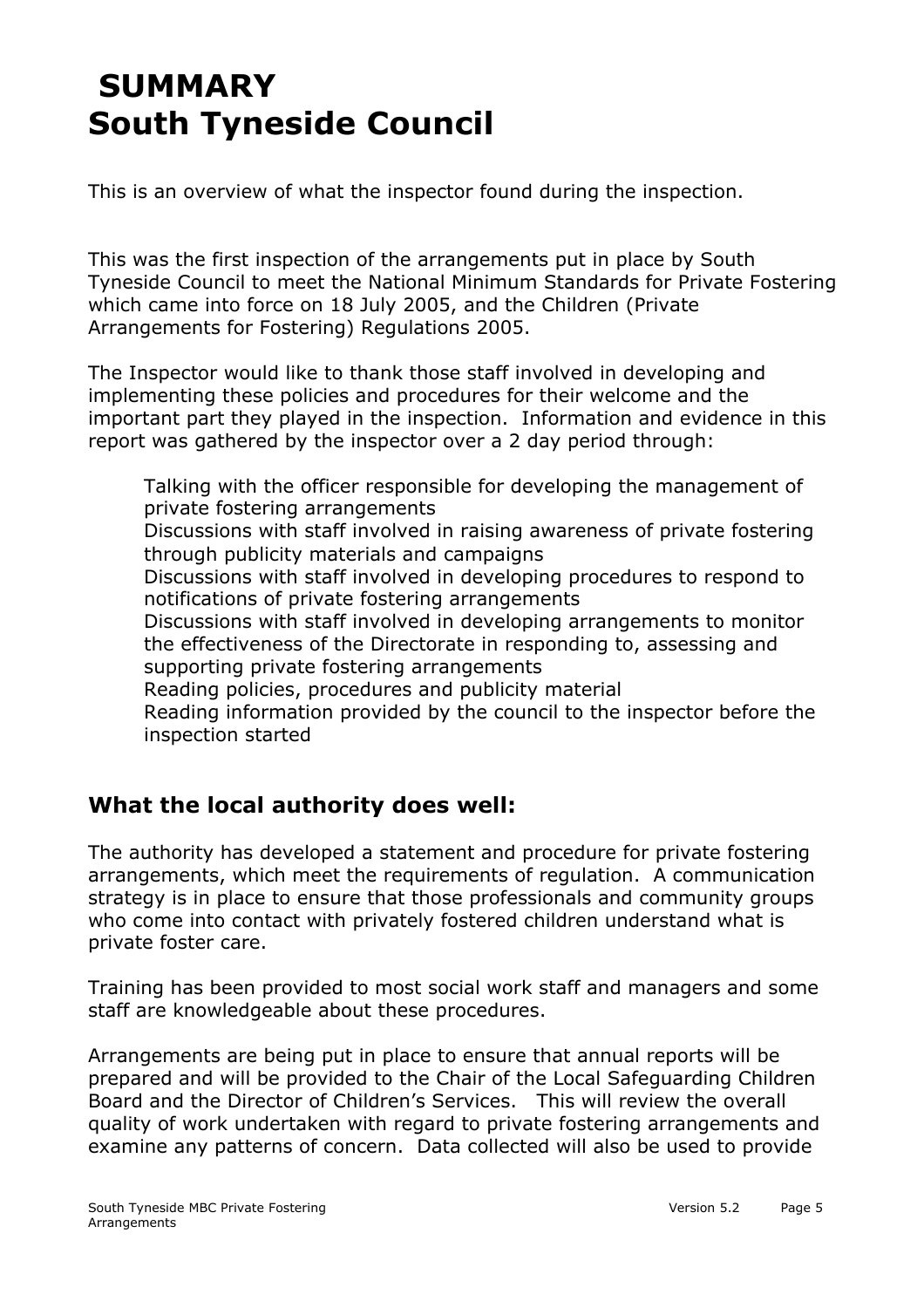# SUMMARY
# South Tyneside Council

This is an overview of what the inspector found during the inspection.

This was the first inspection of the arrangements put in place by South Tyneside Council to meet the National Minimum Standards for Private Fostering which came into force on 18 July 2005, and the Children (Private Arrangements for Fostering) Regulations 2005.

The Inspector would like to thank those staff involved in developing and implementing these policies and procedures for their welcome and the important part they played in the inspection. Information and evidence in this report was gathered by the inspector over a 2 day period through:

- Talking with the officer responsible for developing the management of private fostering arrangements
- Discussions with staff involved in raising awareness of private fostering through publicity materials and campaigns
- Discussions with staff involved in developing procedures to respond to notifications of private fostering arrangements
- Discussions with staff involved in developing arrangements to monitor the effectiveness of the Directorate in responding to, assessing and supporting private fostering arrangements
- Reading policies, procedures and publicity material
- Reading information provided by the council to the inspector before the inspection started

## What the local authority does well:

The authority has developed a statement and procedure for private fostering arrangements, which meet the requirements of regulation. A communication strategy is in place to ensure that those professionals and community groups who come into contact with privately fostered children understand what is private foster care.

Training has been provided to most social work staff and managers and some staff are knowledgeable about these procedures.

Arrangements are being put in place to ensure that annual reports will be prepared and will be provided to the Chair of the Local Safeguarding Children Board and the Director of Children's Services. This will review the overall quality of work undertaken with regard to private fostering arrangements and examine any patterns of concern. Data collected will also be used to provide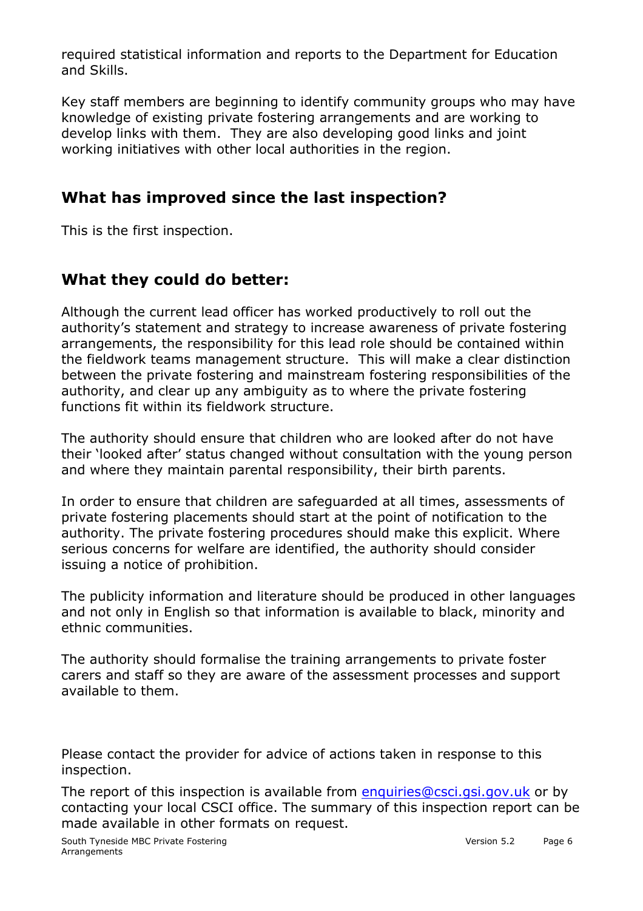required statistical information and reports to the Department for Education and Skills.

Key staff members are beginning to identify community groups who may have knowledge of existing private fostering arrangements and are working to develop links with them. They are also developing good links and joint working initiatives with other local authorities in the region.

## What has improved since the last inspection?

This is the first inspection.

## What they could do better:

Although the current lead officer has worked productively to roll out the authority's statement and strategy to increase awareness of private fostering arrangements, the responsibility for this lead role should be contained within the fieldwork teams management structure. This will make a clear distinction between the private fostering and mainstream fostering responsibilities of the authority, and clear up any ambiguity as to where the private fostering functions fit within its fieldwork structure.

The authority should ensure that children who are looked after do not have their 'looked after' status changed without consultation with the young person and where they maintain parental responsibility, their birth parents.

In order to ensure that children are safeguarded at all times, assessments of private fostering placements should start at the point of notification to the authority. The private fostering procedures should make this explicit. Where serious concerns for welfare are identified, the authority should consider issuing a notice of prohibition.

The publicity information and literature should be produced in other languages and not only in English so that information is available to black, minority and ethnic communities.

The authority should formalise the training arrangements to private foster carers and staff so they are aware of the assessment processes and support available to them.

Please contact the provider for advice of actions taken in response to this inspection.

The report of this inspection is available from enquiries@csci.gsi.gov.uk or by contacting your local CSCI office. The summary of this inspection report can be made available in other formats on request.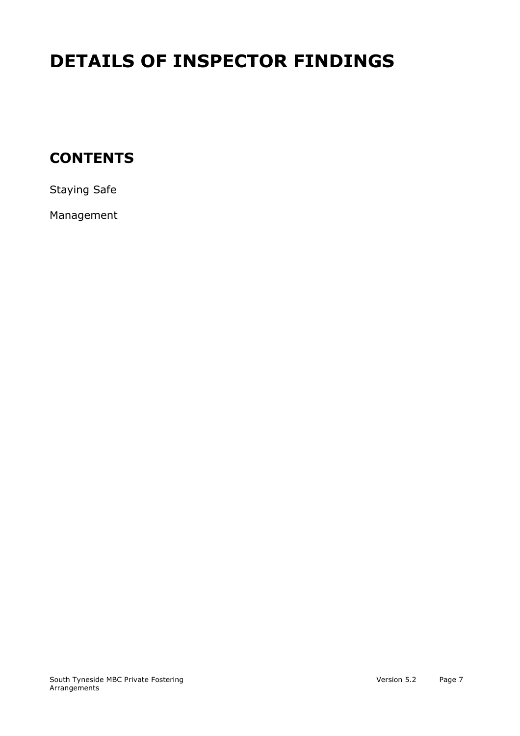# DETAILS OF INSPECTOR FINDINGS

## CONTENTS

Staying Safe

Management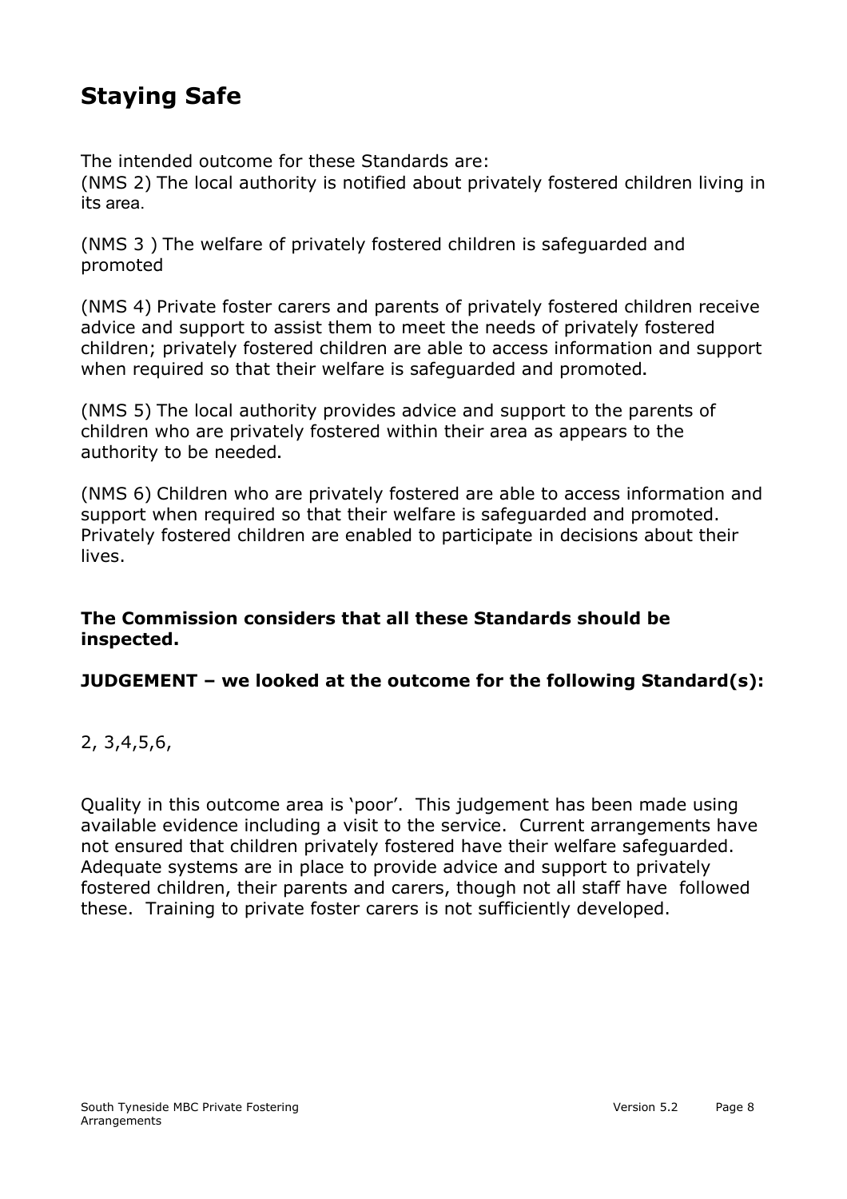## Staying Safe

The intended outcome for these Standards are:
(NMS 2) The local authority is notified about privately fostered children living in its area.

(NMS 3 ) The welfare of privately fostered children is safeguarded and promoted

(NMS 4) Private foster carers and parents of privately fostered children receive advice and support to assist them to meet the needs of privately fostered children; privately fostered children are able to access information and support when required so that their welfare is safeguarded and promoted.

(NMS 5) The local authority provides advice and support to the parents of children who are privately fostered within their area as appears to the authority to be needed.

(NMS 6) Children who are privately fostered are able to access information and support when required so that their welfare is safeguarded and promoted. Privately fostered children are enabled to participate in decisions about their lives.

**The Commission considers that all these Standards should be inspected.**

**JUDGEMENT – we looked at the outcome for the following Standard(s):**

2, 3,4,5,6,

Quality in this outcome area is 'poor'. This judgement has been made using available evidence including a visit to the service. Current arrangements have not ensured that children privately fostered have their welfare safeguarded. Adequate systems are in place to provide advice and support to privately fostered children, their parents and carers, though not all staff have followed these. Training to private foster carers is not sufficiently developed.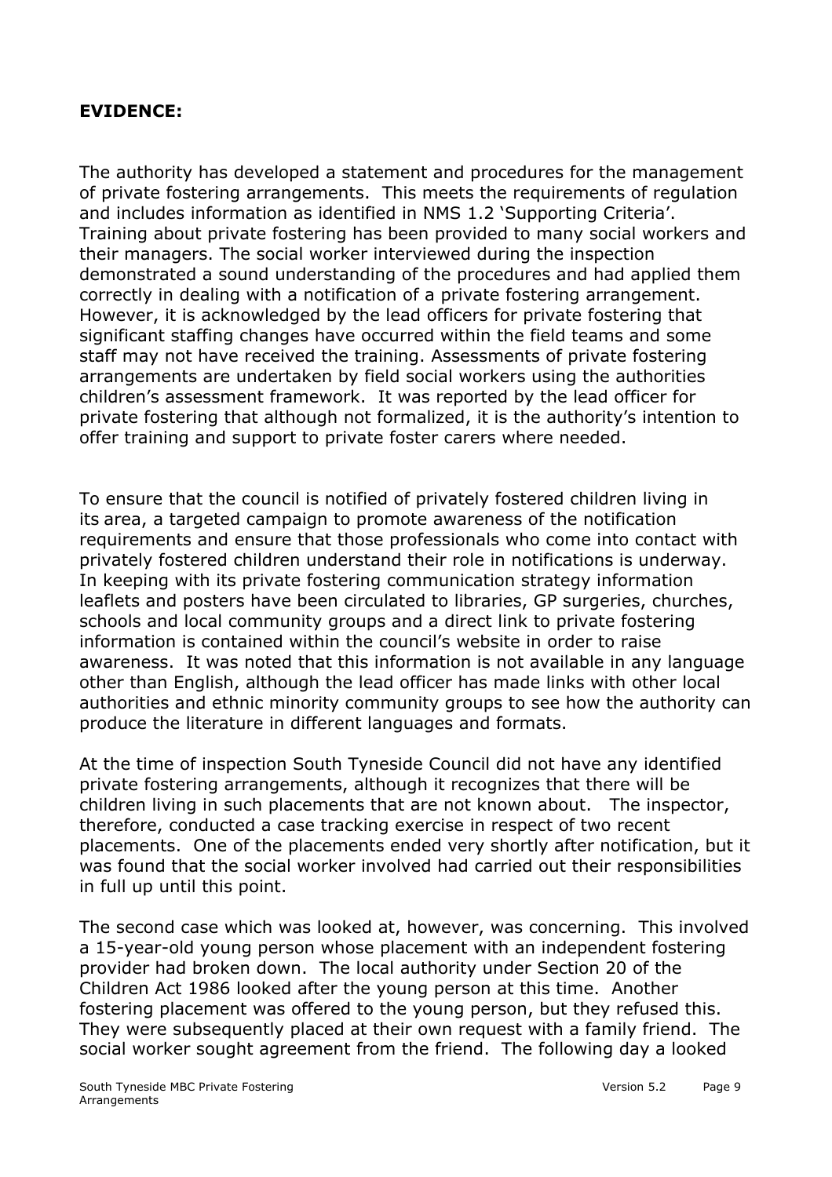**EVIDENCE:**

The authority has developed a statement and procedures for the management of private fostering arrangements. This meets the requirements of regulation and includes information as identified in NMS 1.2 'Supporting Criteria'. Training about private fostering has been provided to many social workers and their managers. The social worker interviewed during the inspection demonstrated a sound understanding of the procedures and had applied them correctly in dealing with a notification of a private fostering arrangement. However, it is acknowledged by the lead officers for private fostering that significant staffing changes have occurred within the field teams and some staff may not have received the training. Assessments of private fostering arrangements are undertaken by field social workers using the authorities children's assessment framework. It was reported by the lead officer for private fostering that although not formalized, it is the authority's intention to offer training and support to private foster carers where needed.

To ensure that the council is notified of privately fostered children living in its area, a targeted campaign to promote awareness of the notification requirements and ensure that those professionals who come into contact with privately fostered children understand their role in notifications is underway. In keeping with its private fostering communication strategy information leaflets and posters have been circulated to libraries, GP surgeries, churches, schools and local community groups and a direct link to private fostering information is contained within the council's website in order to raise awareness. It was noted that this information is not available in any language other than English, although the lead officer has made links with other local authorities and ethnic minority community groups to see how the authority can produce the literature in different languages and formats.

At the time of inspection South Tyneside Council did not have any identified private fostering arrangements, although it recognizes that there will be children living in such placements that are not known about. The inspector, therefore, conducted a case tracking exercise in respect of two recent placements. One of the placements ended very shortly after notification, but it was found that the social worker involved had carried out their responsibilities in full up until this point.

The second case which was looked at, however, was concerning. This involved a 15-year-old young person whose placement with an independent fostering provider had broken down. The local authority under Section 20 of the Children Act 1986 looked after the young person at this time. Another fostering placement was offered to the young person, but they refused this. They were subsequently placed at their own request with a family friend. The social worker sought agreement from the friend. The following day a looked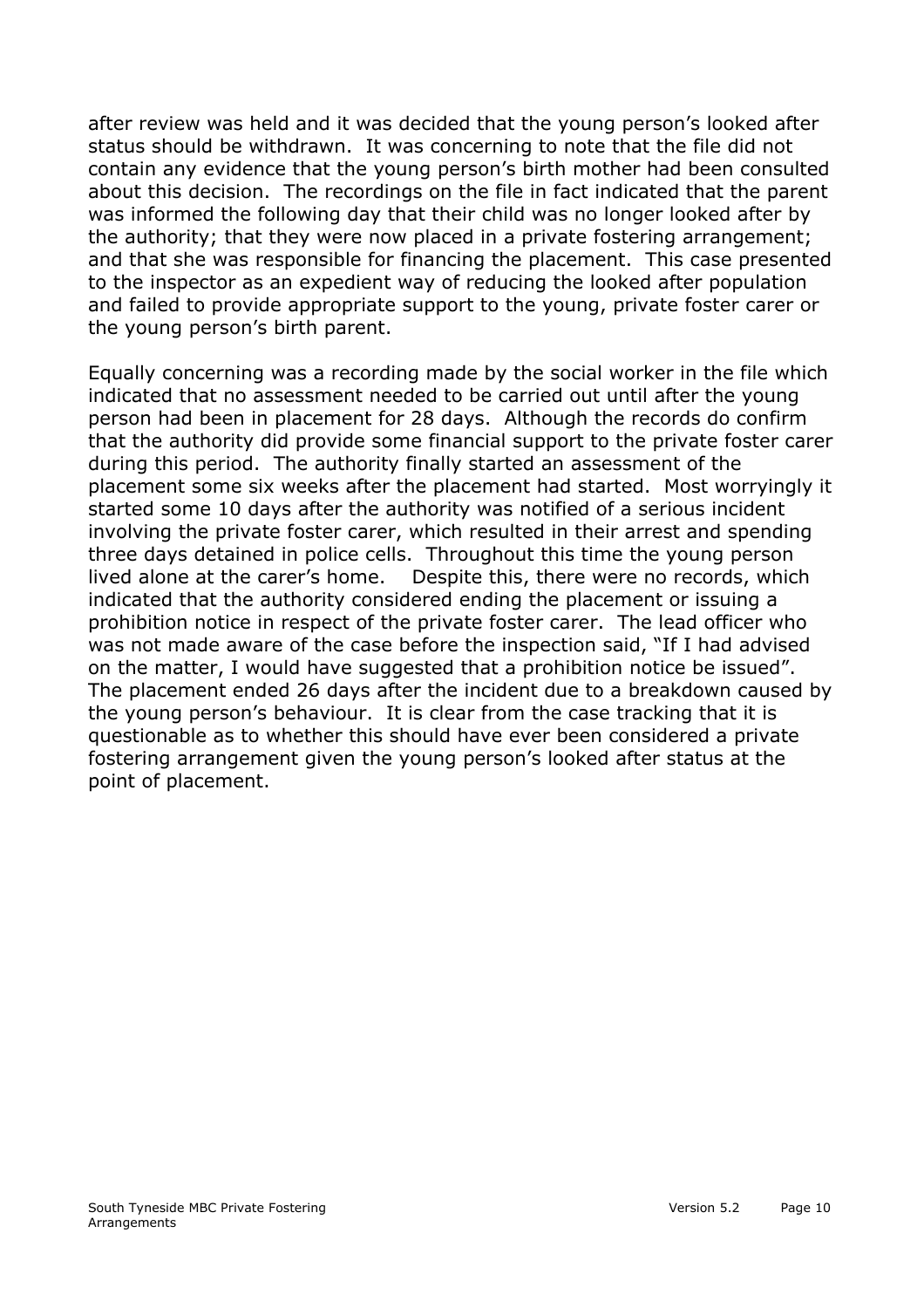after review was held and it was decided that the young person's looked after status should be withdrawn. It was concerning to note that the file did not contain any evidence that the young person's birth mother had been consulted about this decision. The recordings on the file in fact indicated that the parent was informed the following day that their child was no longer looked after by the authority; that they were now placed in a private fostering arrangement; and that she was responsible for financing the placement. This case presented to the inspector as an expedient way of reducing the looked after population and failed to provide appropriate support to the young, private foster carer or the young person's birth parent.

Equally concerning was a recording made by the social worker in the file which indicated that no assessment needed to be carried out until after the young person had been in placement for 28 days. Although the records do confirm that the authority did provide some financial support to the private foster carer during this period. The authority finally started an assessment of the placement some six weeks after the placement had started. Most worryingly it started some 10 days after the authority was notified of a serious incident involving the private foster carer, which resulted in their arrest and spending three days detained in police cells. Throughout this time the young person lived alone at the carer's home. Despite this, there were no records, which indicated that the authority considered ending the placement or issuing a prohibition notice in respect of the private foster carer. The lead officer who was not made aware of the case before the inspection said, "If I had advised on the matter, I would have suggested that a prohibition notice be issued". The placement ended 26 days after the incident due to a breakdown caused by the young person's behaviour. It is clear from the case tracking that it is questionable as to whether this should have ever been considered a private fostering arrangement given the young person's looked after status at the point of placement.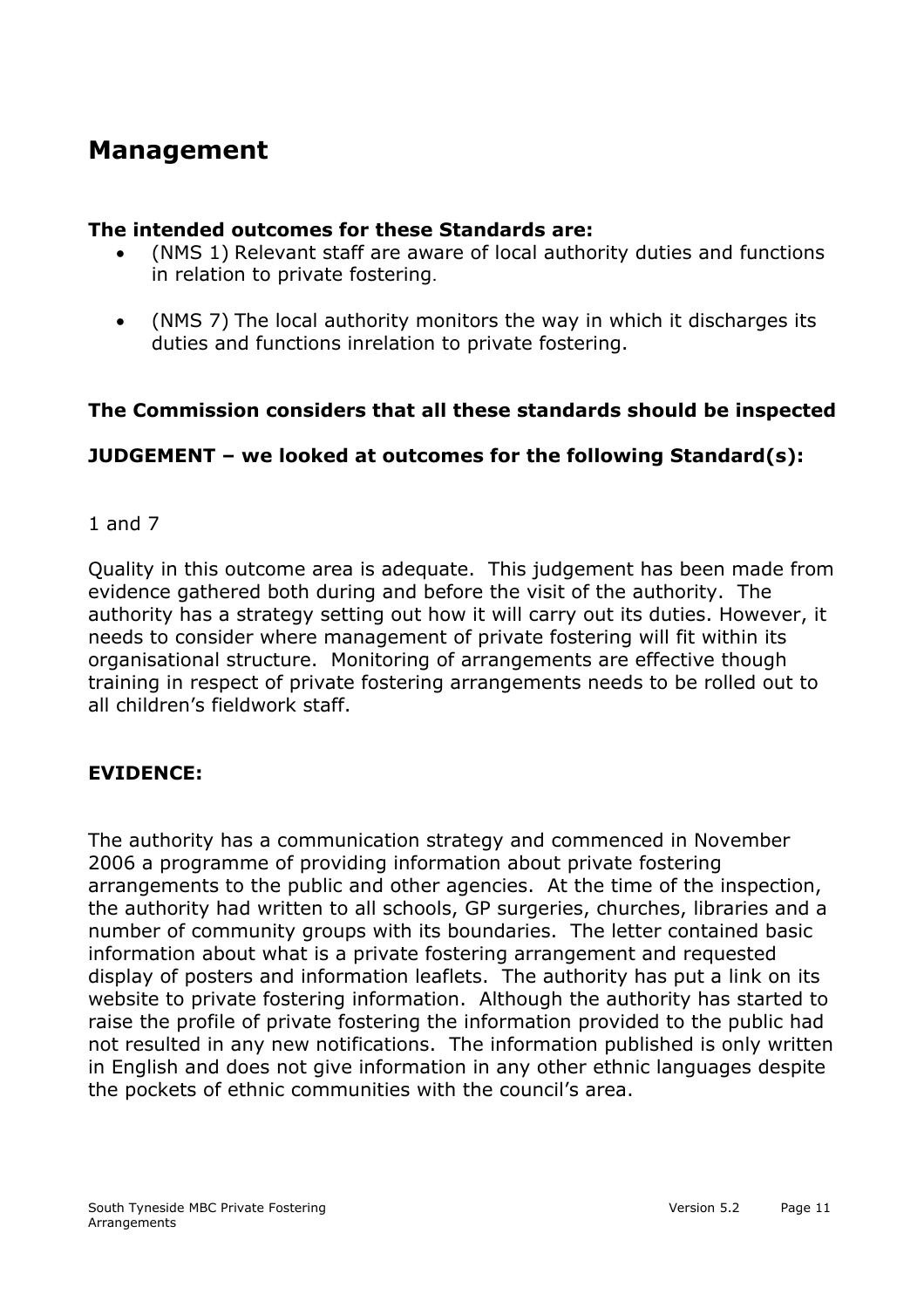## Management

**The intended outcomes for these Standards are:**

- (NMS 1) Relevant staff are aware of local authority duties and functions in relation to private fostering.
- (NMS 7) The local authority monitors the way in which it discharges its duties and functions inrelation to private fostering.

**The Commission considers that all these standards should be inspected**

**JUDGEMENT – we looked at outcomes for the following Standard(s):**

1 and 7

Quality in this outcome area is adequate. This judgement has been made from evidence gathered both during and before the visit of the authority. The authority has a strategy setting out how it will carry out its duties. However, it needs to consider where management of private fostering will fit within its organisational structure. Monitoring of arrangements are effective though training in respect of private fostering arrangements needs to be rolled out to all children's fieldwork staff.

**EVIDENCE:**

The authority has a communication strategy and commenced in November 2006 a programme of providing information about private fostering arrangements to the public and other agencies. At the time of the inspection, the authority had written to all schools, GP surgeries, churches, libraries and a number of community groups with its boundaries. The letter contained basic information about what is a private fostering arrangement and requested display of posters and information leaflets. The authority has put a link on its website to private fostering information. Although the authority has started to raise the profile of private fostering the information provided to the public had not resulted in any new notifications. The information published is only written in English and does not give information in any other ethnic languages despite the pockets of ethnic communities with the council's area.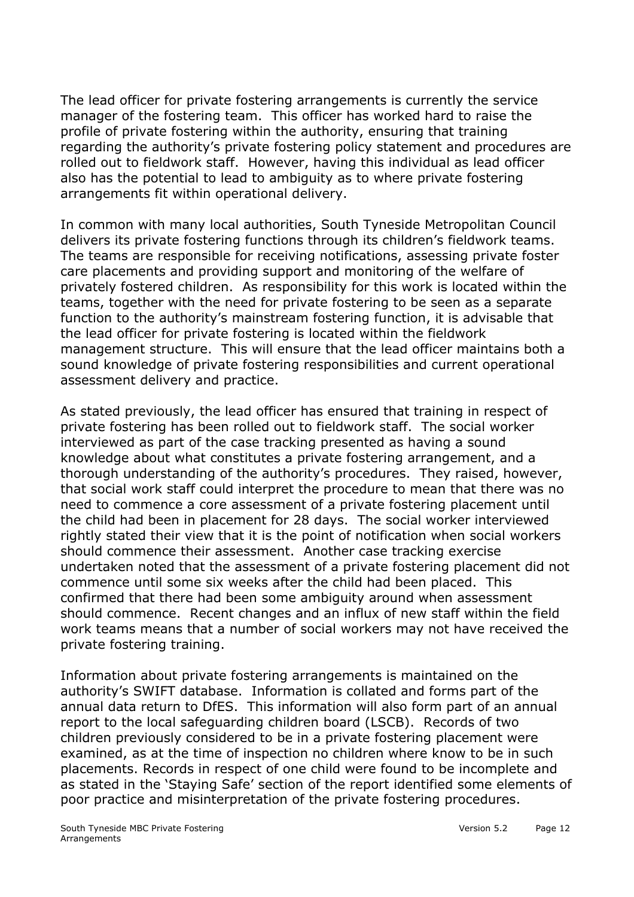The lead officer for private fostering arrangements is currently the service manager of the fostering team. This officer has worked hard to raise the profile of private fostering within the authority, ensuring that training regarding the authority's private fostering policy statement and procedures are rolled out to fieldwork staff. However, having this individual as lead officer also has the potential to lead to ambiguity as to where private fostering arrangements fit within operational delivery.

In common with many local authorities, South Tyneside Metropolitan Council delivers its private fostering functions through its children's fieldwork teams. The teams are responsible for receiving notifications, assessing private foster care placements and providing support and monitoring of the welfare of privately fostered children. As responsibility for this work is located within the teams, together with the need for private fostering to be seen as a separate function to the authority's mainstream fostering function, it is advisable that the lead officer for private fostering is located within the fieldwork management structure. This will ensure that the lead officer maintains both a sound knowledge of private fostering responsibilities and current operational assessment delivery and practice.

As stated previously, the lead officer has ensured that training in respect of private fostering has been rolled out to fieldwork staff. The social worker interviewed as part of the case tracking presented as having a sound knowledge about what constitutes a private fostering arrangement, and a thorough understanding of the authority's procedures. They raised, however, that social work staff could interpret the procedure to mean that there was no need to commence a core assessment of a private fostering placement until the child had been in placement for 28 days. The social worker interviewed rightly stated their view that it is the point of notification when social workers should commence their assessment. Another case tracking exercise undertaken noted that the assessment of a private fostering placement did not commence until some six weeks after the child had been placed. This confirmed that there had been some ambiguity around when assessment should commence. Recent changes and an influx of new staff within the field work teams means that a number of social workers may not have received the private fostering training.

Information about private fostering arrangements is maintained on the authority's SWIFT database. Information is collated and forms part of the annual data return to DfES. This information will also form part of an annual report to the local safeguarding children board (LSCB). Records of two children previously considered to be in a private fostering placement were examined, as at the time of inspection no children where know to be in such placements. Records in respect of one child were found to be incomplete and as stated in the 'Staying Safe' section of the report identified some elements of poor practice and misinterpretation of the private fostering procedures.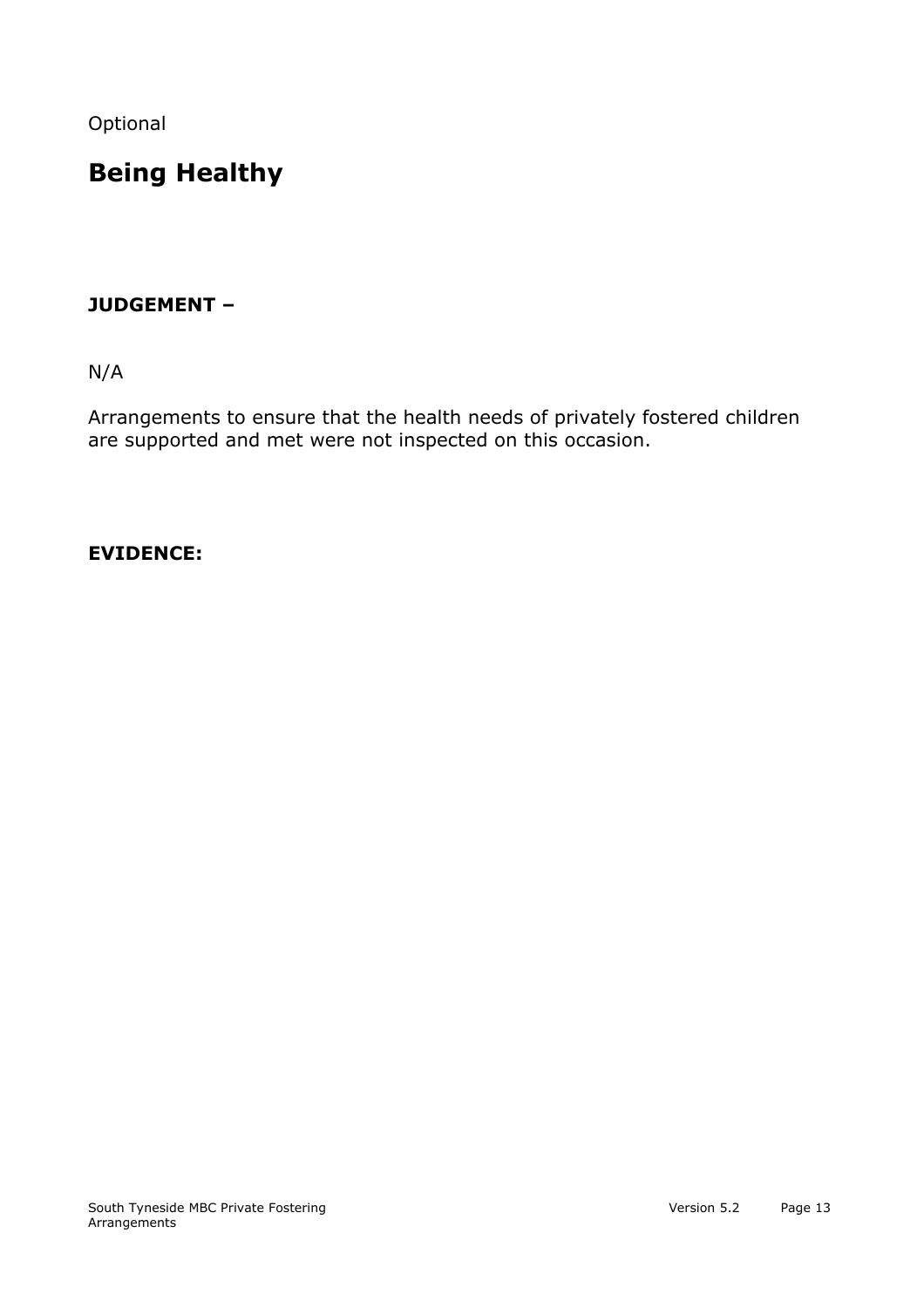Optional

# Being Healthy

**JUDGEMENT –**

N/A

Arrangements to ensure that the health needs of privately fostered children are supported and met were not inspected on this occasion.

**EVIDENCE:**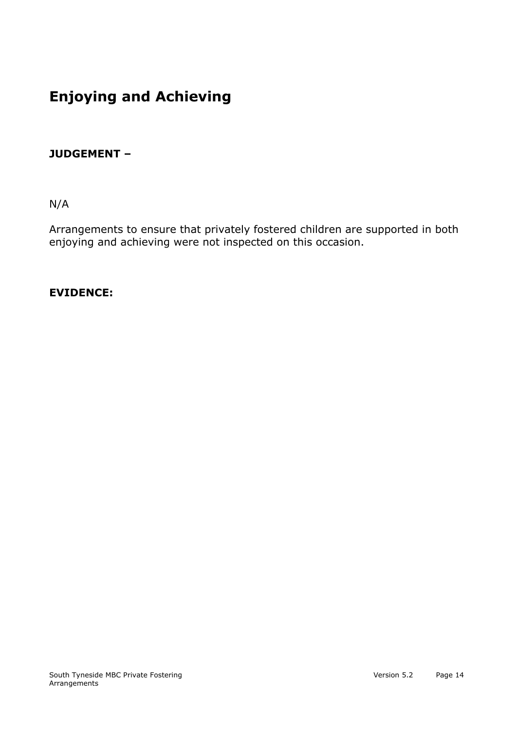# Enjoying and Achieving

**JUDGEMENT –**

N/A

Arrangements to ensure that privately fostered children are supported in both enjoying and achieving were not inspected on this occasion.

**EVIDENCE:**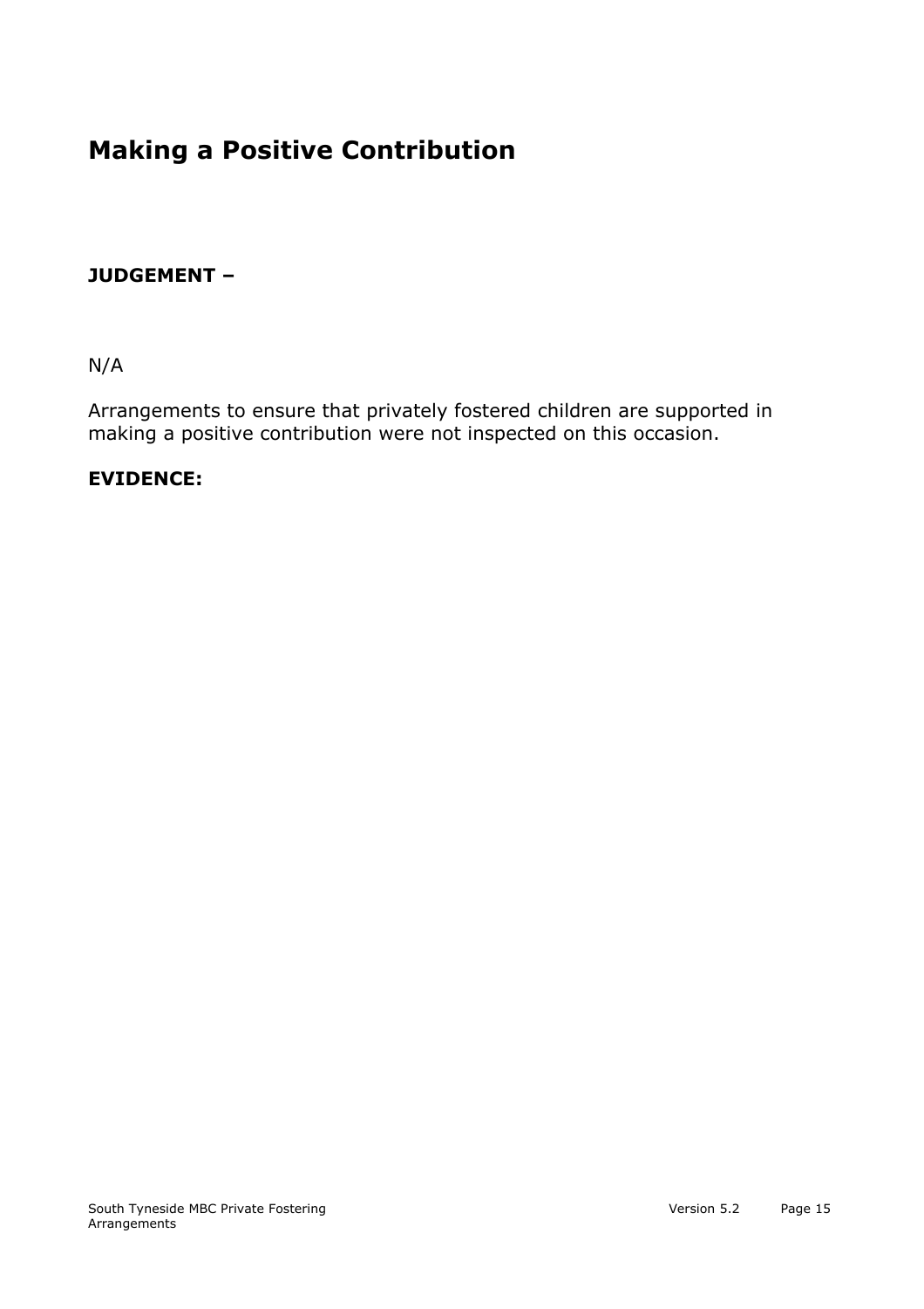# Making a Positive Contribution

**JUDGEMENT –**

N/A

Arrangements to ensure that privately fostered children are supported in making a positive contribution were not inspected on this occasion.

**EVIDENCE:**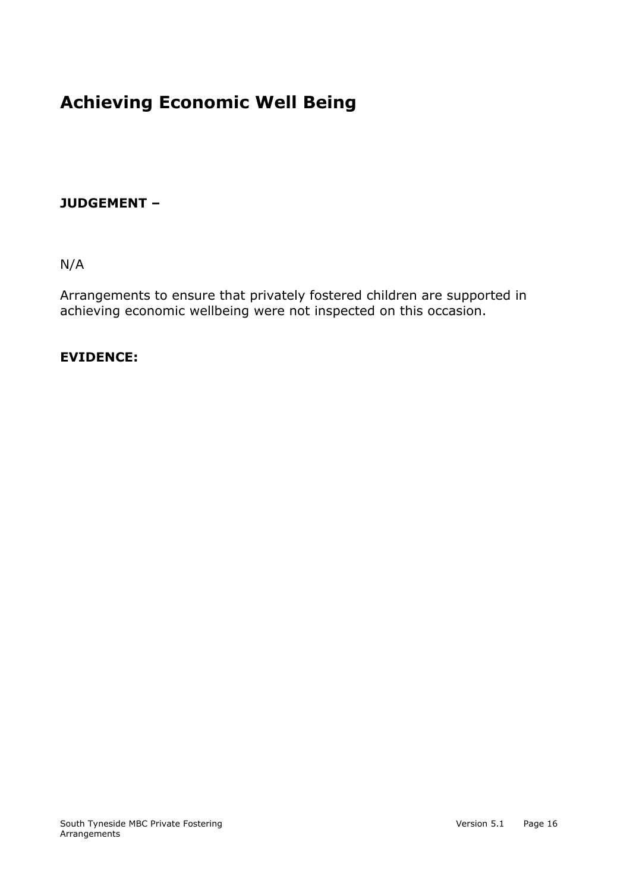# Achieving Economic Well Being

**JUDGEMENT –**

N/A

Arrangements to ensure that privately fostered children are supported in achieving economic wellbeing were not inspected on this occasion.

**EVIDENCE:**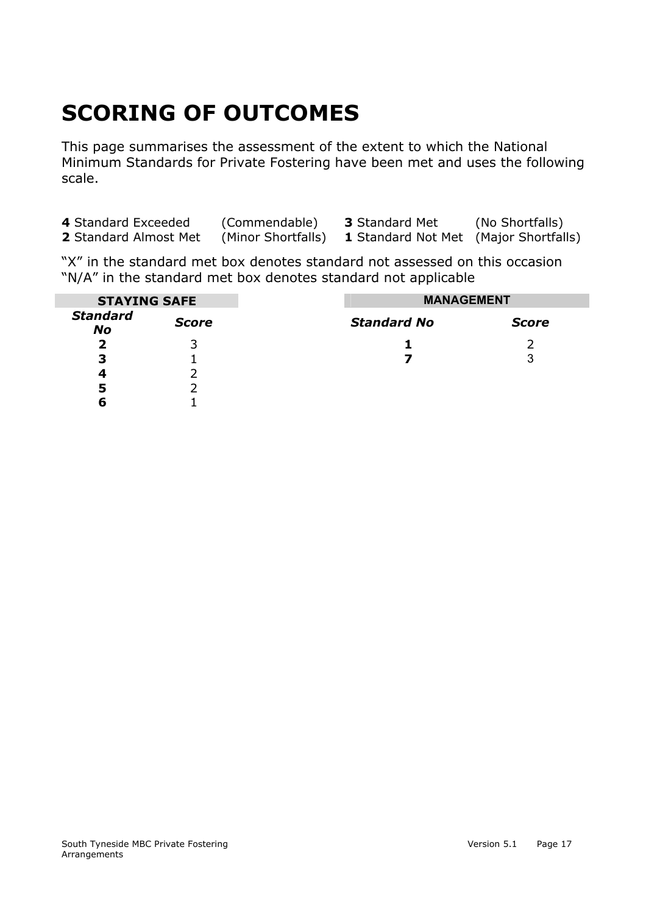# SCORING OF OUTCOMES

This page summarises the assessment of the extent to which the National Minimum Standards for Private Fostering have been met and uses the following scale.

| | | | |
|---|---|---|---|
| **4** Standard Exceeded | (Commendable) | **3** Standard Met | (No Shortfalls) |
| **2** Standard Almost Met | (Minor Shortfalls) | **1** Standard Not Met | (Major Shortfalls) |

"X" in the standard met box denotes standard not assessed on this occasion
"N/A" in the standard met box denotes standard not applicable

| STAYING SAFE | |
|---|---|
| ***Standard No*** | ***Score*** |
| **2** | 3 |
| **3** | 1 |
| **4** | 2 |
| **5** | 2 |
| **6** | 1 |

| MANAGEMENT | |
|---|---|
| ***Standard No*** | ***Score*** |
| **1** | 2 |
| **7** | 3 |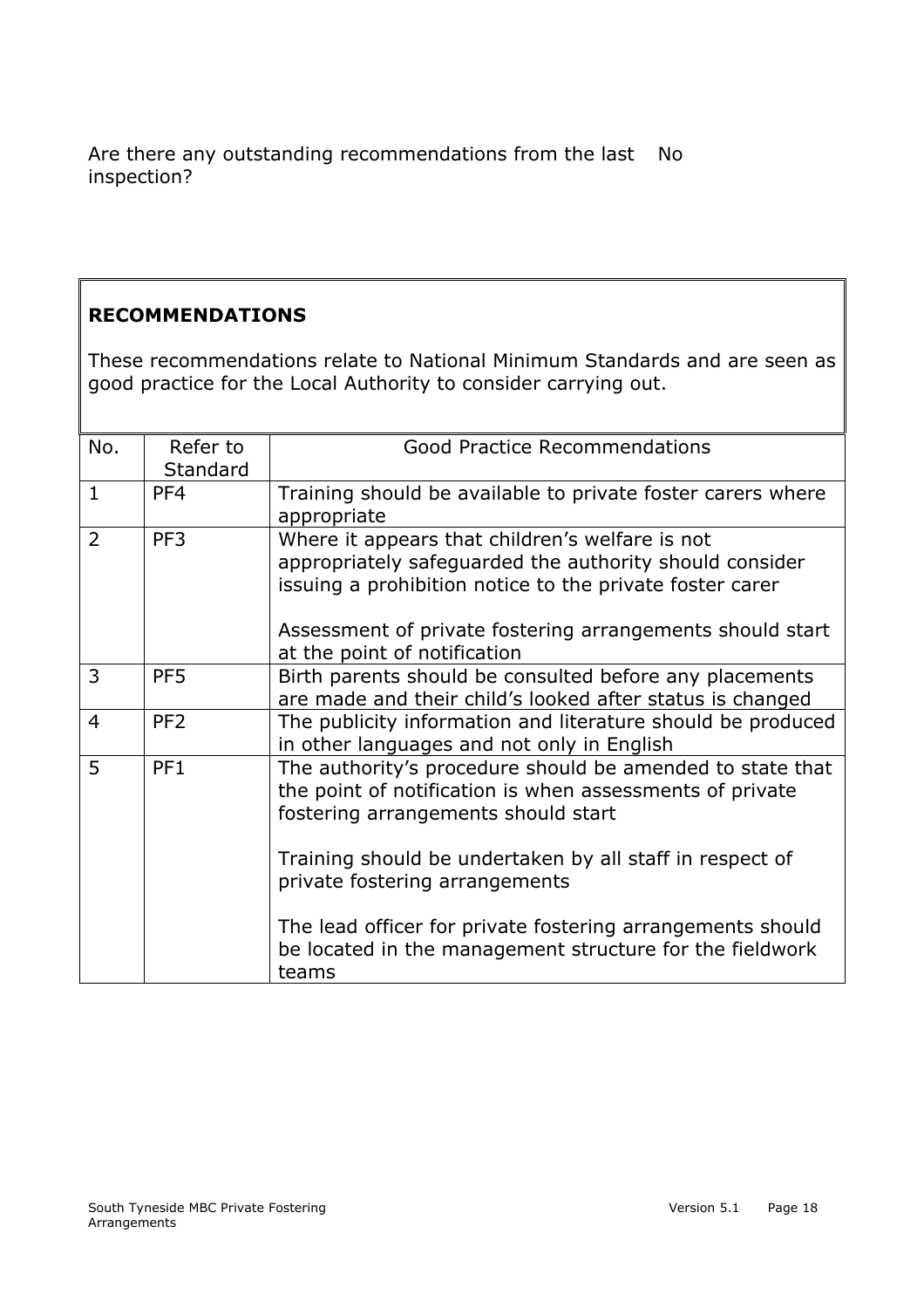Are there any outstanding recommendations from the last inspection? No

**RECOMMENDATIONS**

These recommendations relate to National Minimum Standards and are seen as good practice for the Local Authority to consider carrying out.

| No. | Refer to Standard | Good Practice Recommendations |
|---|---|---|
| 1 | PF4 | Training should be available to private foster carers where appropriate |
| 2 | PF3 | Where it appears that children's welfare is not appropriately safeguarded the authority should consider issuing a prohibition notice to the private foster carer<br><br>Assessment of private fostering arrangements should start at the point of notification |
| 3 | PF5 | Birth parents should be consulted before any placements are made and their child's looked after status is changed |
| 4 | PF2 | The publicity information and literature should be produced in other languages and not only in English |
| 5 | PF1 | The authority's procedure should be amended to state that the point of notification is when assessments of private fostering arrangements should start<br><br>Training should be undertaken by all staff in respect of private fostering arrangements<br><br>The lead officer for private fostering arrangements should be located in the management structure for the fieldwork teams |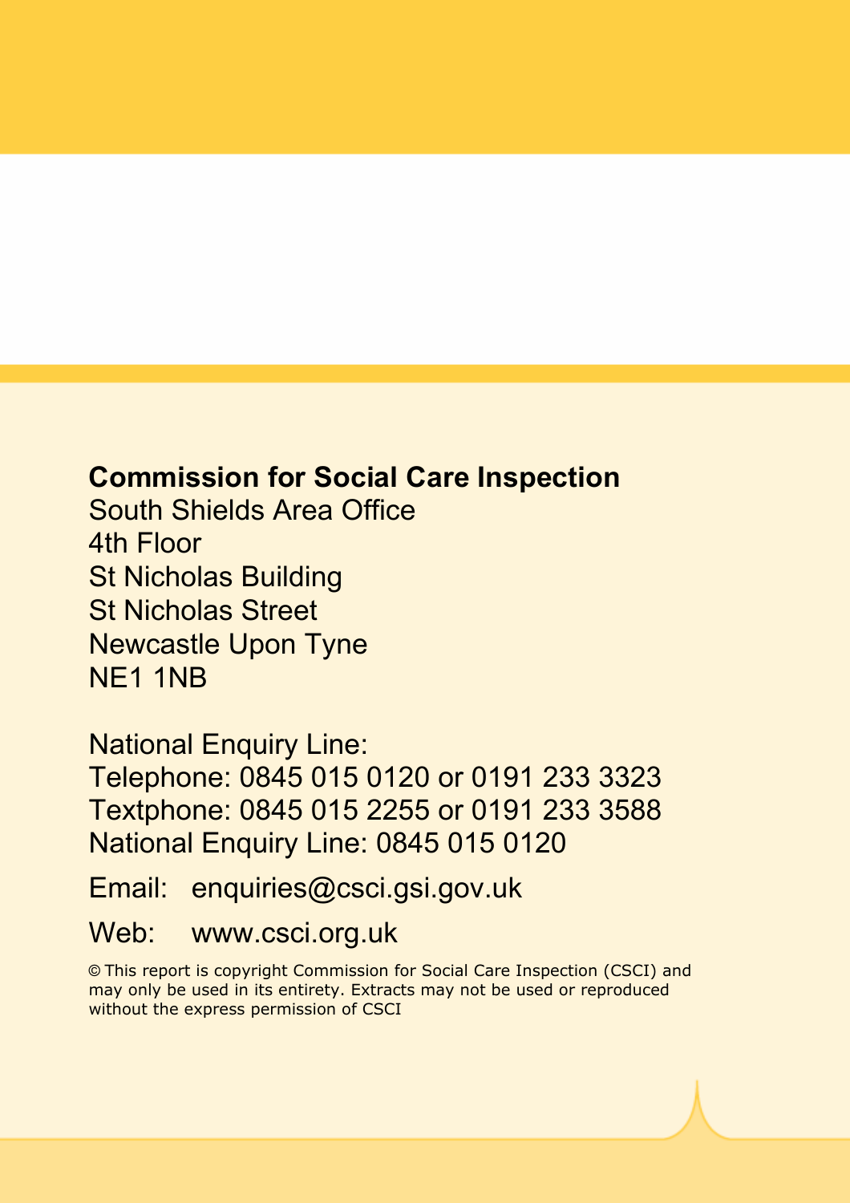**Commission for Social Care Inspection**
South Shields Area Office
4th Floor
St Nicholas Building
St Nicholas Street
Newcastle Upon Tyne
NE1 1NB

National Enquiry Line:
Telephone: 0845 015 0120 or 0191 233 3323
Textphone: 0845 015 2255 or 0191 233 3588
National Enquiry Line: 0845 015 0120

Email: enquiries@csci.gsi.gov.uk

Web: www.csci.org.uk

© This report is copyright Commission for Social Care Inspection (CSCI) and may only be used in its entirety. Extracts may not be used or reproduced without the express permission of CSCI